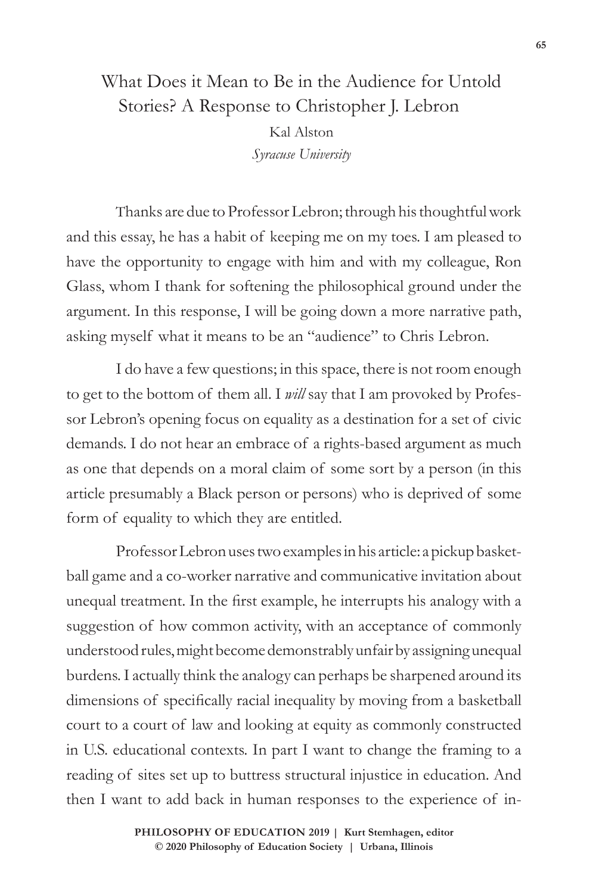# What Does it Mean to Be in the Audience for Untold Stories? A Response to Christopher J. Lebron

Kal Alston

*Syracuse University*

Thanks are due to Professor Lebron; through his thoughtful work and this essay, he has a habit of keeping me on my toes. I am pleased to have the opportunity to engage with him and with my colleague, Ron Glass, whom I thank for softening the philosophical ground under the argument. In this response, I will be going down a more narrative path, asking myself what it means to be an "audience" to Chris Lebron.

I do have a few questions; in this space, there is not room enough to get to the bottom of them all. I *will* say that I am provoked by Professor Lebron's opening focus on equality as a destination for a set of civic demands. I do not hear an embrace of a rights-based argument as much as one that depends on a moral claim of some sort by a person (in this article presumably a Black person or persons) who is deprived of some form of equality to which they are entitled.

Professor Lebron uses two examples in his article: a pickup basketball game and a co-worker narrative and communicative invitation about unequal treatment. In the first example, he interrupts his analogy with a suggestion of how common activity, with an acceptance of commonly understood rules, might become demonstrably unfair by assigning unequal burdens. I actually think the analogy can perhaps be sharpened around its dimensions of specifically racial inequality by moving from a basketball court to a court of law and looking at equity as commonly constructed in U.S. educational contexts. In part I want to change the framing to a reading of sites set up to buttress structural injustice in education. And then I want to add back in human responses to the experience of in-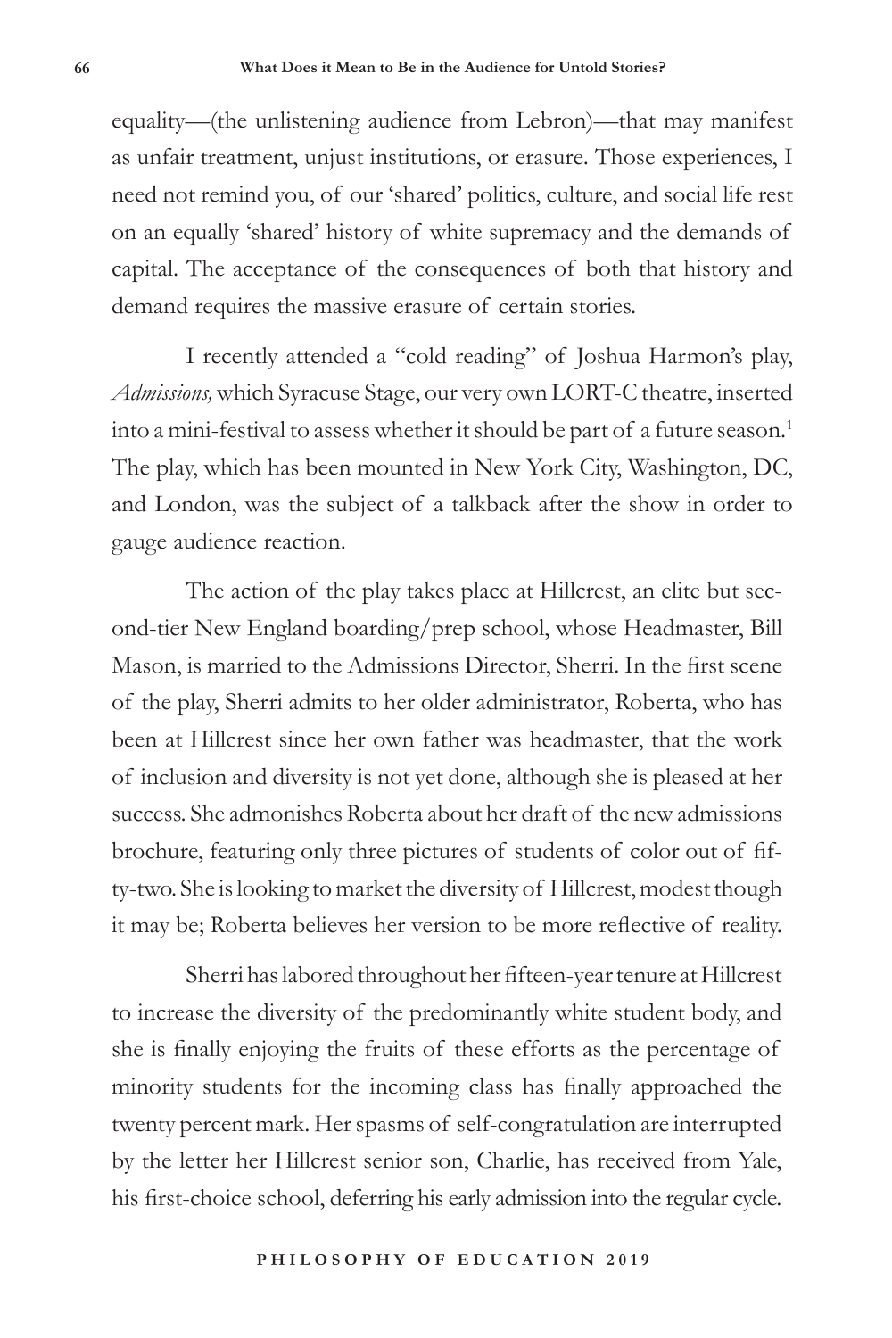equality—(the unlistening audience from Lebron)—that may manifest as unfair treatment, unjust institutions, or erasure. Those experiences, I need not remind you, of our 'shared' politics, culture, and social life rest on an equally 'shared' history of white supremacy and the demands of capital. The acceptance of the consequences of both that history and demand requires the massive erasure of certain stories.

I recently attended a "cold reading" of Joshua Harmon's play, *Admissions,* which Syracuse Stage, our very own LORT-C theatre, inserted into a mini-festival to assess whether it should be part of a future season.[1] The play, which has been mounted in New York City, Washington, DC, and London, was the subject of a talkback after the show in order to gauge audience reaction.

The action of the play takes place at Hillcrest, an elite but second-tier New England boarding/prep school, whose Headmaster, Bill Mason, is married to the Admissions Director, Sherri. In the first scene of the play, Sherri admits to her older administrator, Roberta, who has been at Hillcrest since her own father was headmaster, that the work of inclusion and diversity is not yet done, although she is pleased at her success. She admonishes Roberta about her draft of the new admissions brochure, featuring only three pictures of students of color out of fifty-two. She is looking to market the diversity of Hillcrest, modest though it may be; Roberta believes her version to be more reflective of reality.

Sherri has labored throughout her fifteen-year tenure at Hillcrest to increase the diversity of the predominantly white student body, and she is finally enjoying the fruits of these efforts as the percentage of minority students for the incoming class has finally approached the twenty percent mark. Her spasms of self-congratulation are interrupted by the letter her Hillcrest senior son, Charlie, has received from Yale, his first-choice school, deferring his early admission into the regular cycle.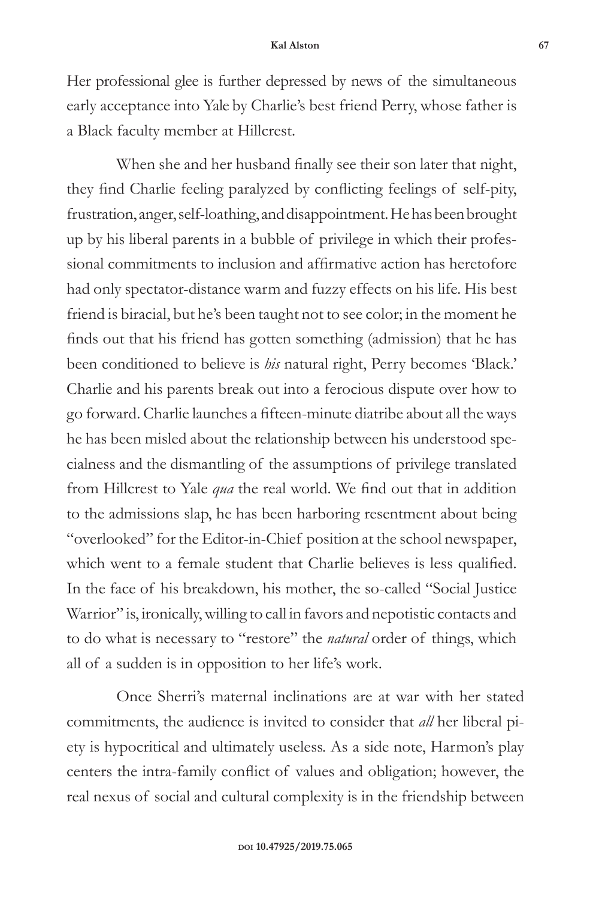Her professional glee is further depressed by news of the simultaneous early acceptance into Yale by Charlie's best friend Perry, whose father is a Black faculty member at Hillcrest.

When she and her husband finally see their son later that night, they find Charlie feeling paralyzed by conflicting feelings of self-pity, frustration, anger, self-loathing, and disappointment. He has been brought up by his liberal parents in a bubble of privilege in which their professional commitments to inclusion and affirmative action has heretofore had only spectator-distance warm and fuzzy effects on his life. His best friend is biracial, but he's been taught not to see color; in the moment he finds out that his friend has gotten something (admission) that he has been conditioned to believe is *his* natural right, Perry becomes 'Black.' Charlie and his parents break out into a ferocious dispute over how to go forward. Charlie launches a fifteen-minute diatribe about all the ways he has been misled about the relationship between his understood specialness and the dismantling of the assumptions of privilege translated from Hillcrest to Yale *qua* the real world. We find out that in addition to the admissions slap, he has been harboring resentment about being "overlooked" for the Editor-in-Chief position at the school newspaper, which went to a female student that Charlie believes is less qualified. In the face of his breakdown, his mother, the so-called "Social Justice Warrior" is, ironically, willing to call in favors and nepotistic contacts and to do what is necessary to "restore" the *natural* order of things, which all of a sudden is in opposition to her life's work.

Once Sherri's maternal inclinations are at war with her stated commitments, the audience is invited to consider that *all* her liberal piety is hypocritical and ultimately useless. As a side note, Harmon's play centers the intra-family conflict of values and obligation; however, the real nexus of social and cultural complexity is in the friendship between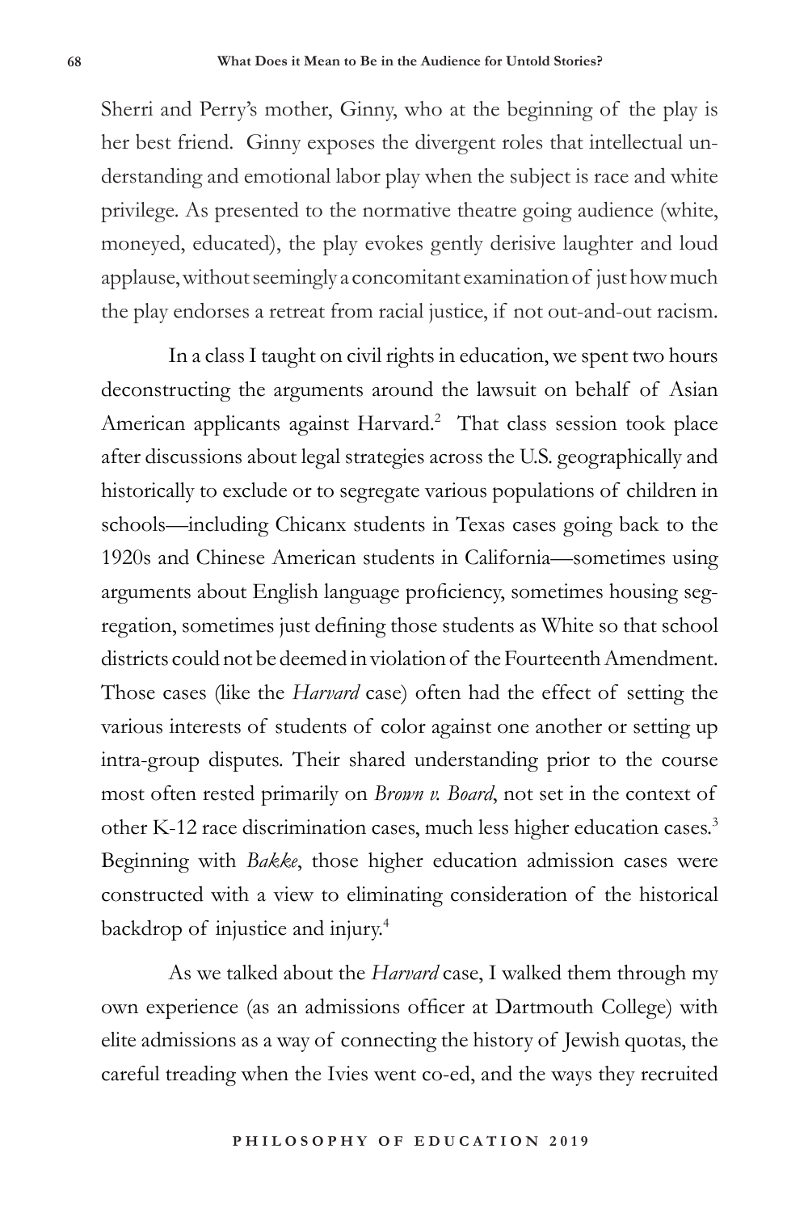Sherri and Perry's mother, Ginny, who at the beginning of the play is her best friend. Ginny exposes the divergent roles that intellectual understanding and emotional labor play when the subject is race and white privilege. As presented to the normative theatre going audience (white, moneyed, educated), the play evokes gently derisive laughter and loud applause, without seemingly a concomitant examination of just how much the play endorses a retreat from racial justice, if not out-and-out racism.

In a class I taught on civil rights in education, we spent two hours deconstructing the arguments around the lawsuit on behalf of Asian American applicants against Harvard.[2] That class session took place after discussions about legal strategies across the U.S. geographically and historically to exclude or to segregate various populations of children in schools—including Chicanx students in Texas cases going back to the 1920s and Chinese American students in California—sometimes using arguments about English language proficiency, sometimes housing segregation, sometimes just defining those students as White so that school districts could not be deemed in violation of the Fourteenth Amendment. Those cases (like the *Harvard* case) often had the effect of setting the various interests of students of color against one another or setting up intra-group disputes. Their shared understanding prior to the course most often rested primarily on *Brown v. Board*, not set in the context of other K-12 race discrimination cases, much less higher education cases.[3] Beginning with *Bakke*, those higher education admission cases were constructed with a view to eliminating consideration of the historical backdrop of injustice and injury.[4]

As we talked about the *Harvard* case, I walked them through my own experience (as an admissions officer at Dartmouth College) with elite admissions as a way of connecting the history of Jewish quotas, the careful treading when the Ivies went co-ed, and the ways they recruited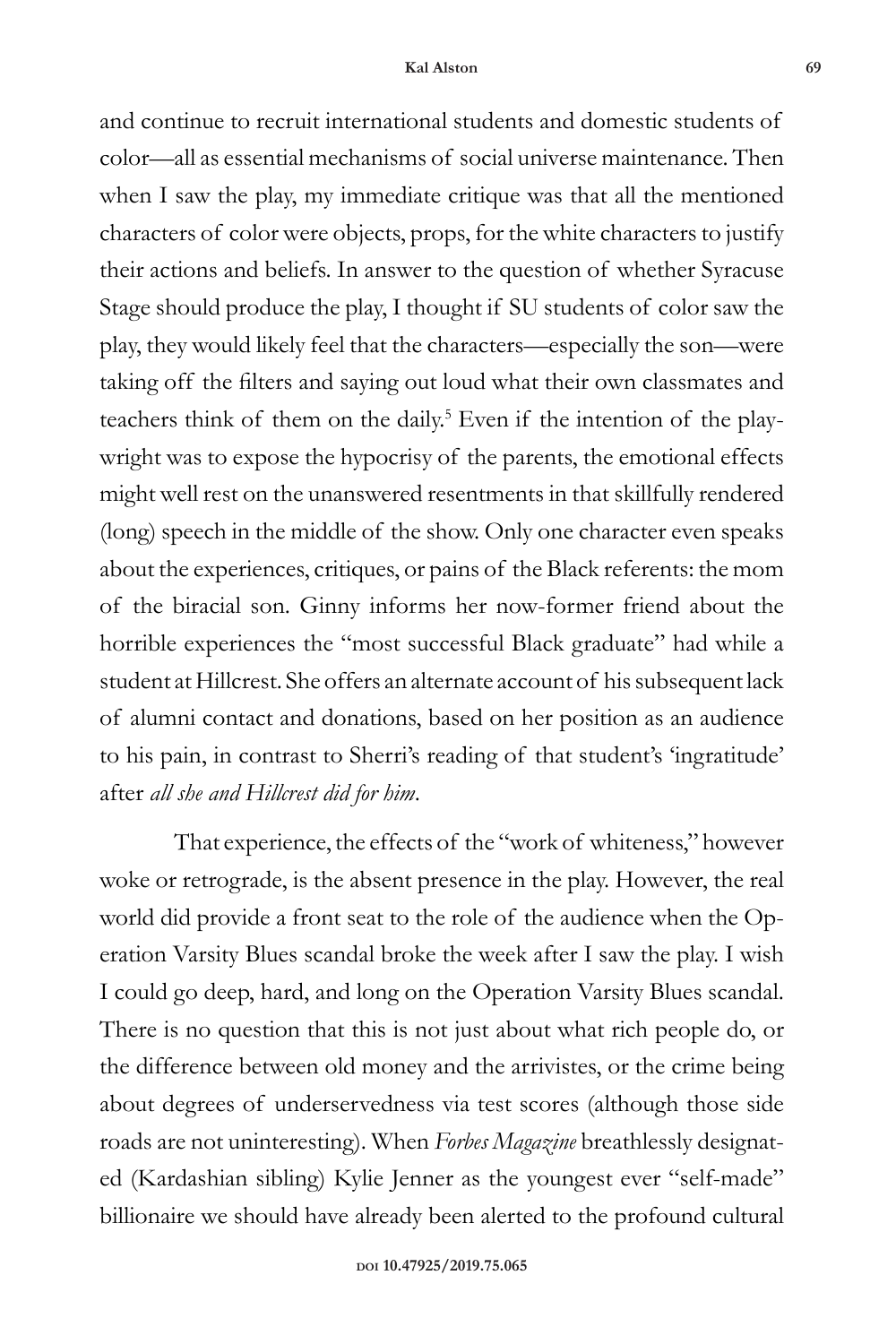and continue to recruit international students and domestic students of color—all as essential mechanisms of social universe maintenance. Then when I saw the play, my immediate critique was that all the mentioned characters of color were objects, props, for the white characters to justify their actions and beliefs. In answer to the question of whether Syracuse Stage should produce the play, I thought if SU students of color saw the play, they would likely feel that the characters—especially the son—were taking off the filters and saying out loud what their own classmates and teachers think of them on the daily.[5] Even if the intention of the playwright was to expose the hypocrisy of the parents, the emotional effects might well rest on the unanswered resentments in that skillfully rendered (long) speech in the middle of the show. Only one character even speaks about the experiences, critiques, or pains of the Black referents: the mom of the biracial son. Ginny informs her now-former friend about the horrible experiences the "most successful Black graduate" had while a student at Hillcrest. She offers an alternate account of his subsequent lack of alumni contact and donations, based on her position as an audience to his pain, in contrast to Sherri's reading of that student's 'ingratitude' after *all she and Hillcrest did for him*.

That experience, the effects of the "work of whiteness," however woke or retrograde, is the absent presence in the play. However, the real world did provide a front seat to the role of the audience when the Operation Varsity Blues scandal broke the week after I saw the play. I wish I could go deep, hard, and long on the Operation Varsity Blues scandal. There is no question that this is not just about what rich people do, or the difference between old money and the arrivistes, or the crime being about degrees of underservedness via test scores (although those side roads are not uninteresting). When *Forbes Magazine* breathlessly designated (Kardashian sibling) Kylie Jenner as the youngest ever "self-made" billionaire we should have already been alerted to the profound cultural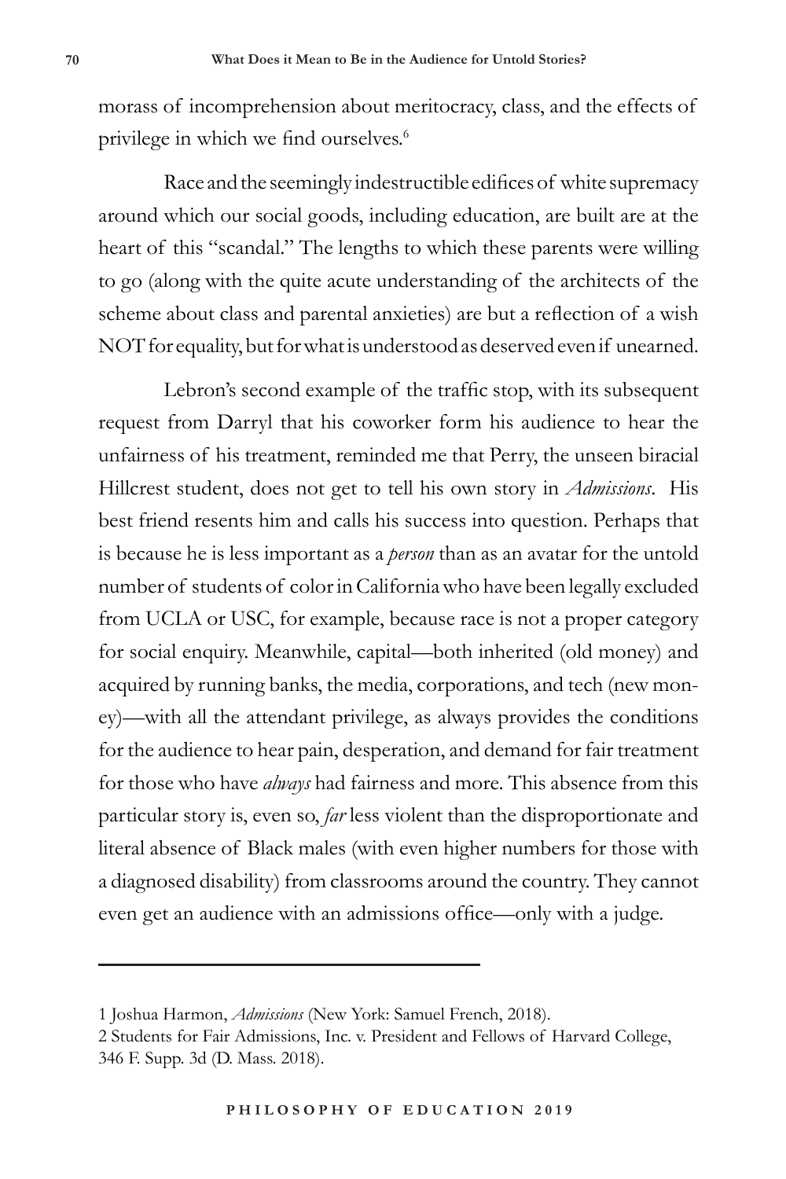morass of incomprehension about meritocracy, class, and the effects of privilege in which we find ourselves.[6]

Race and the seemingly indestructible edifices of white supremacy around which our social goods, including education, are built are at the heart of this "scandal." The lengths to which these parents were willing to go (along with the quite acute understanding of the architects of the scheme about class and parental anxieties) are but a reflection of a wish NOT for equality, but for what is understood as deserved even if unearned.

Lebron's second example of the traffic stop, with its subsequent request from Darryl that his coworker form his audience to hear the unfairness of his treatment, reminded me that Perry, the unseen biracial Hillcrest student, does not get to tell his own story in *Admissions*. His best friend resents him and calls his success into question. Perhaps that is because he is less important as a *person* than as an avatar for the untold number of students of color in California who have been legally excluded from UCLA or USC, for example, because race is not a proper category for social enquiry. Meanwhile, capital—both inherited (old money) and acquired by running banks, the media, corporations, and tech (new money)—with all the attendant privilege, as always provides the conditions for the audience to hear pain, desperation, and demand for fair treatment for those who have *always* had fairness and more. This absence from this particular story is, even so, *far* less violent than the disproportionate and literal absence of Black males (with even higher numbers for those with a diagnosed disability) from classrooms around the country. They cannot even get an audience with an admissions office—only with a judge.

---

1 Joshua Harmon, *Admissions* (New York: Samuel French, 2018).

2 Students for Fair Admissions, Inc. v. President and Fellows of Harvard College, 346 F. Supp. 3d (D. Mass. 2018).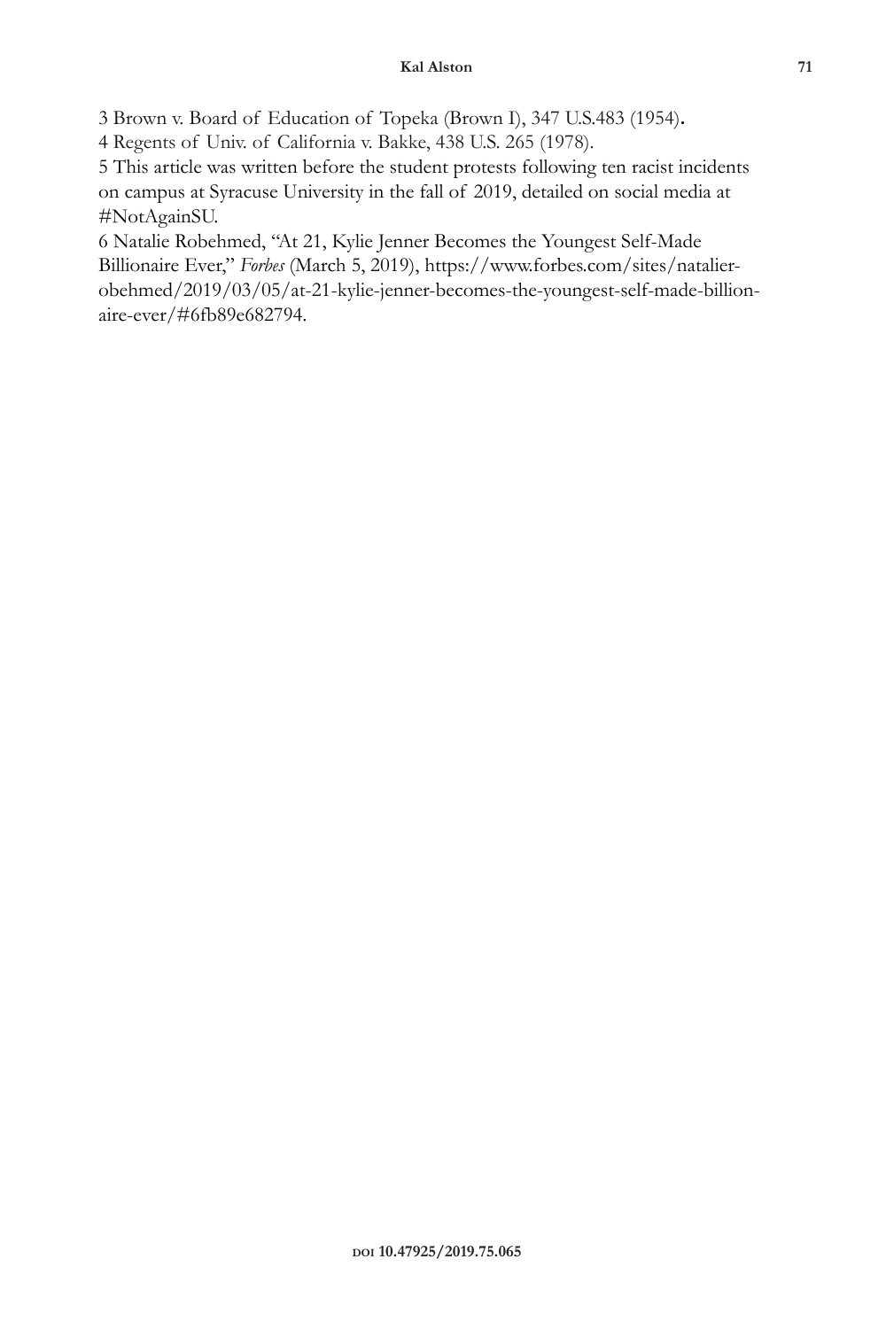3 Brown v. Board of Education of Topeka (Brown I), 347 U.S.483 (1954).

4 Regents of Univ. of California v. Bakke, 438 U.S. 265 (1978).

5 This article was written before the student protests following ten racist incidents on campus at Syracuse University in the fall of 2019, detailed on social media at #NotAgainSU.

6 Natalie Robehmed, "At 21, Kylie Jenner Becomes the Youngest Self-Made Billionaire Ever," *Forbes* (March 5, 2019), https://www.forbes.com/sites/natalierobehmed/2019/03/05/at-21-kylie-jenner-becomes-the-youngest-self-made-billionaire-ever/#6fb89e682794.